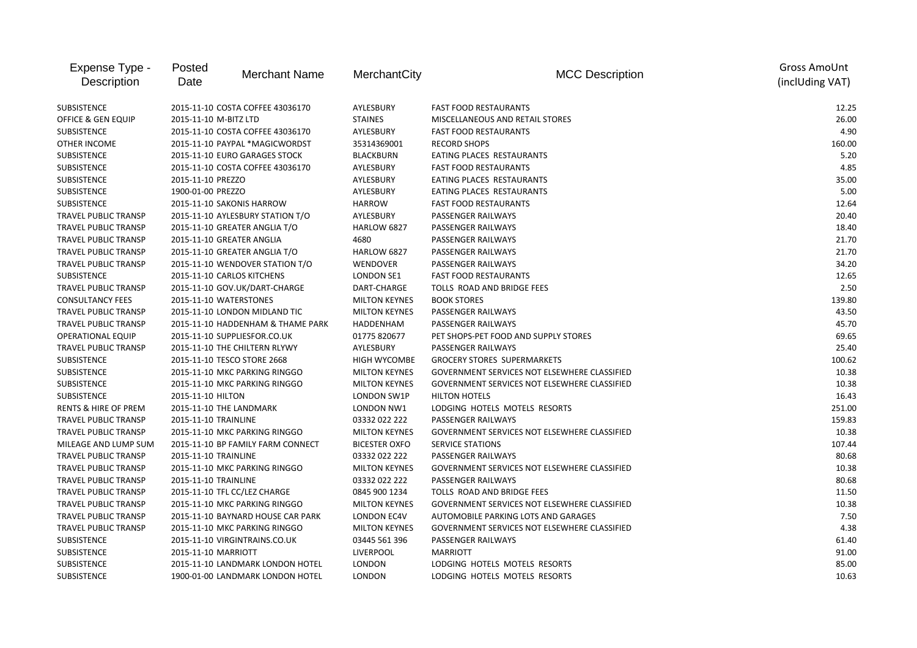| Expense Type - Description | Posted Date | Merchant Name | MerchantCity | MCC Description | Gross AmoUnt (inclUding VAT) |
|---|---|---|---|---|---|
| SUBSISTENCE | 2015-11-10 | COSTA COFFEE 43036170 | AYLESBURY | FAST FOOD RESTAURANTS | 12.25 |
| OFFICE & GEN EQUIP | 2015-11-10 | M-BITZ LTD | STAINES | MISCELLANEOUS AND RETAIL STORES | 26.00 |
| SUBSISTENCE | 2015-11-10 | COSTA COFFEE 43036170 | AYLESBURY | FAST FOOD RESTAURANTS | 4.90 |
| OTHER INCOME | 2015-11-10 | PAYPAL *MAGICWORDST | 35314369001 | RECORD SHOPS | 160.00 |
| SUBSISTENCE | 2015-11-10 | EURO GARAGES STOCK | BLACKBURN | EATING PLACES RESTAURANTS | 5.20 |
| SUBSISTENCE | 2015-11-10 | COSTA COFFEE 43036170 | AYLESBURY | FAST FOOD RESTAURANTS | 4.85 |
| SUBSISTENCE | 2015-11-10 | PREZZO | AYLESBURY | EATING PLACES RESTAURANTS | 35.00 |
| SUBSISTENCE | 1900-01-00 | PREZZO | AYLESBURY | EATING PLACES RESTAURANTS | 5.00 |
| SUBSISTENCE | 2015-11-10 | SAKONIS HARROW | HARROW | FAST FOOD RESTAURANTS | 12.64 |
| TRAVEL PUBLIC TRANSP | 2015-11-10 | AYLESBURY STATION T/O | AYLESBURY | PASSENGER RAILWAYS | 20.40 |
| TRAVEL PUBLIC TRANSP | 2015-11-10 | GREATER ANGLIA T/O | HARLOW 6827 | PASSENGER RAILWAYS | 18.40 |
| TRAVEL PUBLIC TRANSP | 2015-11-10 | GREATER ANGLIA | 4680 | PASSENGER RAILWAYS | 21.70 |
| TRAVEL PUBLIC TRANSP | 2015-11-10 | GREATER ANGLIA T/O | HARLOW 6827 | PASSENGER RAILWAYS | 21.70 |
| TRAVEL PUBLIC TRANSP | 2015-11-10 | WENDOVER STATION T/O | WENDOVER | PASSENGER RAILWAYS | 34.20 |
| SUBSISTENCE | 2015-11-10 | CARLOS KITCHENS | LONDON SE1 | FAST FOOD RESTAURANTS | 12.65 |
| TRAVEL PUBLIC TRANSP | 2015-11-10 | GOV.UK/DART-CHARGE | DART-CHARGE | TOLLS ROAD AND BRIDGE FEES | 2.50 |
| CONSULTANCY FEES | 2015-11-10 | WATERSTONES | MILTON KEYNES | BOOK STORES | 139.80 |
| TRAVEL PUBLIC TRANSP | 2015-11-10 | LONDON MIDLAND TIC | MILTON KEYNES | PASSENGER RAILWAYS | 43.50 |
| TRAVEL PUBLIC TRANSP | 2015-11-10 | HADDENHAM & THAME PARK | HADDENHAM | PASSENGER RAILWAYS | 45.70 |
| OPERATIONAL EQUIP | 2015-11-10 | SUPPLIESFOR.CO.UK | 01775 820677 | PET SHOPS-PET FOOD AND SUPPLY STORES | 69.65 |
| TRAVEL PUBLIC TRANSP | 2015-11-10 | THE CHILTERN RLYWY | AYLESBURY | PASSENGER RAILWAYS | 25.40 |
| SUBSISTENCE | 2015-11-10 | TESCO STORE 2668 | HIGH WYCOMBE | GROCERY STORES SUPERMARKETS | 100.62 |
| SUBSISTENCE | 2015-11-10 | MKC PARKING RINGGO | MILTON KEYNES | GOVERNMENT SERVICES NOT ELSEWHERE CLASSIFIED | 10.38 |
| SUBSISTENCE | 2015-11-10 | MKC PARKING RINGGO | MILTON KEYNES | GOVERNMENT SERVICES NOT ELSEWHERE CLASSIFIED | 10.38 |
| SUBSISTENCE | 2015-11-10 | HILTON | LONDON SW1P | HILTON HOTELS | 16.43 |
| RENTS & HIRE OF PREM | 2015-11-10 | THE LANDMARK | LONDON NW1 | LODGING HOTELS MOTELS RESORTS | 251.00 |
| TRAVEL PUBLIC TRANSP | 2015-11-10 | TRAINLINE | 03332 022 222 | PASSENGER RAILWAYS | 159.83 |
| TRAVEL PUBLIC TRANSP | 2015-11-10 | MKC PARKING RINGGO | MILTON KEYNES | GOVERNMENT SERVICES NOT ELSEWHERE CLASSIFIED | 10.38 |
| MILEAGE AND LUMP SUM | 2015-11-10 | BP FAMILY FARM CONNECT | BICESTER OXFO | SERVICE STATIONS | 107.44 |
| TRAVEL PUBLIC TRANSP | 2015-11-10 | TRAINLINE | 03332 022 222 | PASSENGER RAILWAYS | 80.68 |
| TRAVEL PUBLIC TRANSP | 2015-11-10 | MKC PARKING RINGGO | MILTON KEYNES | GOVERNMENT SERVICES NOT ELSEWHERE CLASSIFIED | 10.38 |
| TRAVEL PUBLIC TRANSP | 2015-11-10 | TRAINLINE | 03332 022 222 | PASSENGER RAILWAYS | 80.68 |
| TRAVEL PUBLIC TRANSP | 2015-11-10 | TFL CC/LEZ CHARGE | 0845 900 1234 | TOLLS ROAD AND BRIDGE FEES | 11.50 |
| TRAVEL PUBLIC TRANSP | 2015-11-10 | MKC PARKING RINGGO | MILTON KEYNES | GOVERNMENT SERVICES NOT ELSEWHERE CLASSIFIED | 10.38 |
| TRAVEL PUBLIC TRANSP | 2015-11-10 | BAYNARD HOUSE CAR PARK | LONDON EC4V | AUTOMOBILE PARKING LOTS AND GARAGES | 7.50 |
| TRAVEL PUBLIC TRANSP | 2015-11-10 | MKC PARKING RINGGO | MILTON KEYNES | GOVERNMENT SERVICES NOT ELSEWHERE CLASSIFIED | 4.38 |
| SUBSISTENCE | 2015-11-10 | VIRGINTRAINS.CO.UK | 03445 561 396 | PASSENGER RAILWAYS | 61.40 |
| SUBSISTENCE | 2015-11-10 | MARRIOTT | LIVERPOOL | MARRIOTT | 91.00 |
| SUBSISTENCE | 2015-11-10 | LANDMARK LONDON HOTEL | LONDON | LODGING HOTELS MOTELS RESORTS | 85.00 |
| SUBSISTENCE | 1900-01-00 | LANDMARK LONDON HOTEL | LONDON | LODGING HOTELS MOTELS RESORTS | 10.63 |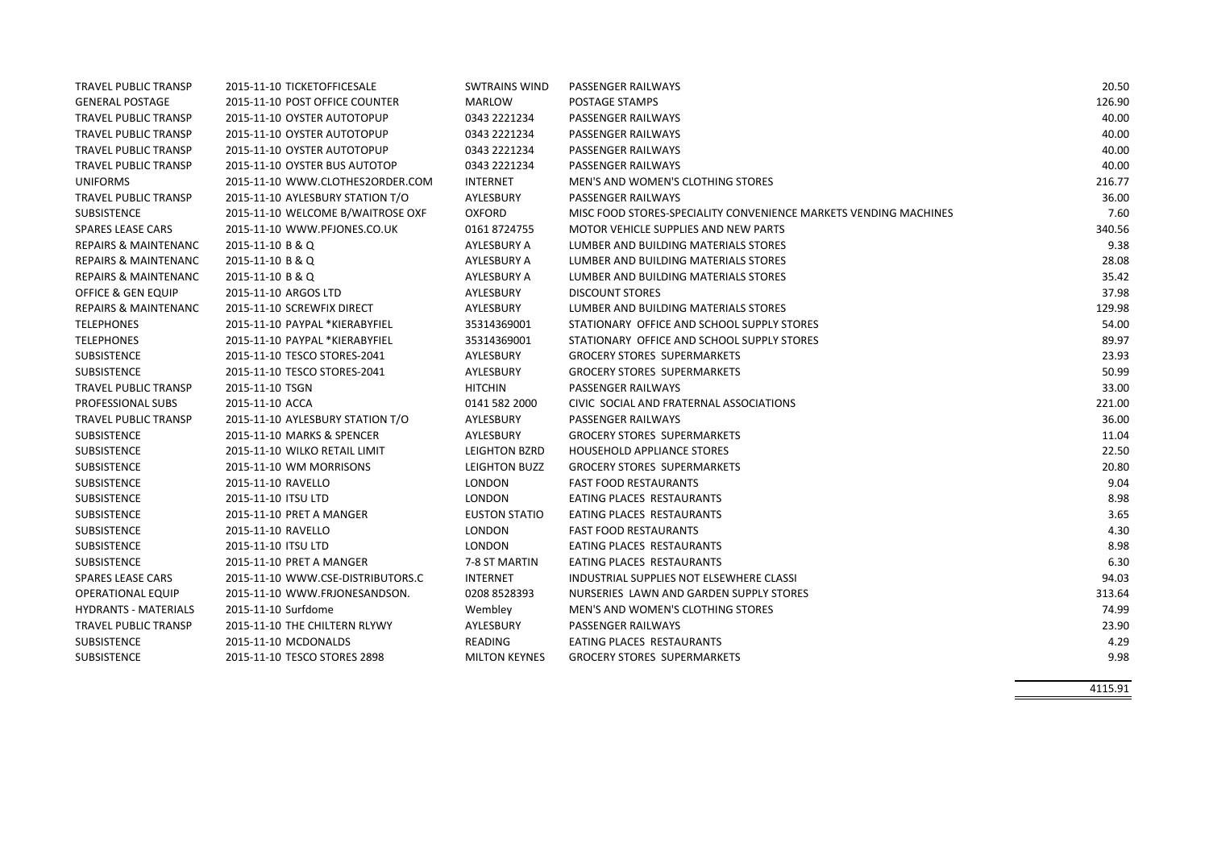| | | | | |
|---|---|---|---|---|
| TRAVEL PUBLIC TRANSP | 2015-11-10 TICKETOFFICESALE | SWTRAINS WIND | PASSENGER RAILWAYS | 20.50 |
| GENERAL POSTAGE | 2015-11-10 POST OFFICE COUNTER | MARLOW | POSTAGE STAMPS | 126.90 |
| TRAVEL PUBLIC TRANSP | 2015-11-10 OYSTER AUTOTOPUP | 0343 2221234 | PASSENGER RAILWAYS | 40.00 |
| TRAVEL PUBLIC TRANSP | 2015-11-10 OYSTER AUTOTOPUP | 0343 2221234 | PASSENGER RAILWAYS | 40.00 |
| TRAVEL PUBLIC TRANSP | 2015-11-10 OYSTER AUTOTOPUP | 0343 2221234 | PASSENGER RAILWAYS | 40.00 |
| TRAVEL PUBLIC TRANSP | 2015-11-10 OYSTER BUS AUTOTOP | 0343 2221234 | PASSENGER RAILWAYS | 40.00 |
| UNIFORMS | 2015-11-10 WWW.CLOTHES2ORDER.COM | INTERNET | MEN'S AND WOMEN'S CLOTHING STORES | 216.77 |
| TRAVEL PUBLIC TRANSP | 2015-11-10 AYLESBURY STATION T/O | AYLESBURY | PASSENGER RAILWAYS | 36.00 |
| SUBSISTENCE | 2015-11-10 WELCOME B/WAITROSE OXF | OXFORD | MISC FOOD STORES-SPECIALITY CONVENIENCE MARKETS VENDING MACHINES | 7.60 |
| SPARES LEASE CARS | 2015-11-10 WWW.PFJONES.CO.UK | 0161 8724755 | MOTOR VEHICLE SUPPLIES AND NEW PARTS | 340.56 |
| REPAIRS & MAINTENANC | 2015-11-10 B & Q | AYLESBURY A | LUMBER AND BUILDING MATERIALS STORES | 9.38 |
| REPAIRS & MAINTENANC | 2015-11-10 B & Q | AYLESBURY A | LUMBER AND BUILDING MATERIALS STORES | 28.08 |
| REPAIRS & MAINTENANC | 2015-11-10 B & Q | AYLESBURY A | LUMBER AND BUILDING MATERIALS STORES | 35.42 |
| OFFICE & GEN EQUIP | 2015-11-10 ARGOS LTD | AYLESBURY | DISCOUNT STORES | 37.98 |
| REPAIRS & MAINTENANC | 2015-11-10 SCREWFIX DIRECT | AYLESBURY | LUMBER AND BUILDING MATERIALS STORES | 129.98 |
| TELEPHONES | 2015-11-10 PAYPAL *KIERABYFIEL | 35314369001 | STATIONARY OFFICE AND SCHOOL SUPPLY STORES | 54.00 |
| TELEPHONES | 2015-11-10 PAYPAL *KIERABYFIEL | 35314369001 | STATIONARY OFFICE AND SCHOOL SUPPLY STORES | 89.97 |
| SUBSISTENCE | 2015-11-10 TESCO STORES-2041 | AYLESBURY | GROCERY STORES SUPERMARKETS | 23.93 |
| SUBSISTENCE | 2015-11-10 TESCO STORES-2041 | AYLESBURY | GROCERY STORES SUPERMARKETS | 50.99 |
| TRAVEL PUBLIC TRANSP | 2015-11-10 TSGN | HITCHIN | PASSENGER RAILWAYS | 33.00 |
| PROFESSIONAL SUBS | 2015-11-10 ACCA | 0141 582 2000 | CIVIC SOCIAL AND FRATERNAL ASSOCIATIONS | 221.00 |
| TRAVEL PUBLIC TRANSP | 2015-11-10 AYLESBURY STATION T/O | AYLESBURY | PASSENGER RAILWAYS | 36.00 |
| SUBSISTENCE | 2015-11-10 MARKS & SPENCER | AYLESBURY | GROCERY STORES SUPERMARKETS | 11.04 |
| SUBSISTENCE | 2015-11-10 WILKO RETAIL LIMIT | LEIGHTON BZRD | HOUSEHOLD APPLIANCE STORES | 22.50 |
| SUBSISTENCE | 2015-11-10 WM MORRISONS | LEIGHTON BUZZ | GROCERY STORES SUPERMARKETS | 20.80 |
| SUBSISTENCE | 2015-11-10 RAVELLO | LONDON | FAST FOOD RESTAURANTS | 9.04 |
| SUBSISTENCE | 2015-11-10 ITSU LTD | LONDON | EATING PLACES RESTAURANTS | 8.98 |
| SUBSISTENCE | 2015-11-10 PRET A MANGER | EUSTON STATIO | EATING PLACES RESTAURANTS | 3.65 |
| SUBSISTENCE | 2015-11-10 RAVELLO | LONDON | FAST FOOD RESTAURANTS | 4.30 |
| SUBSISTENCE | 2015-11-10 ITSU LTD | LONDON | EATING PLACES RESTAURANTS | 8.98 |
| SUBSISTENCE | 2015-11-10 PRET A MANGER | 7-8 ST MARTIN | EATING PLACES RESTAURANTS | 6.30 |
| SPARES LEASE CARS | 2015-11-10 WWW.CSE-DISTRIBUTORS.C | INTERNET | INDUSTRIAL SUPPLIES NOT ELSEWHERE CLASSI | 94.03 |
| OPERATIONAL EQUIP | 2015-11-10 WWW.FRJONESANDSON. | 0208 8528393 | NURSERIES LAWN AND GARDEN SUPPLY STORES | 313.64 |
| HYDRANTS - MATERIALS | 2015-11-10 Surfdome | Wembley | MEN'S AND WOMEN'S CLOTHING STORES | 74.99 |
| TRAVEL PUBLIC TRANSP | 2015-11-10 THE CHILTERN RLYWY | AYLESBURY | PASSENGER RAILWAYS | 23.90 |
| SUBSISTENCE | 2015-11-10 MCDONALDS | READING | EATING PLACES RESTAURANTS | 4.29 |
| SUBSISTENCE | 2015-11-10 TESCO STORES 2898 | MILTON KEYNES | GROCERY STORES SUPERMARKETS | 9.98 |
| | | | | 4115.91 |